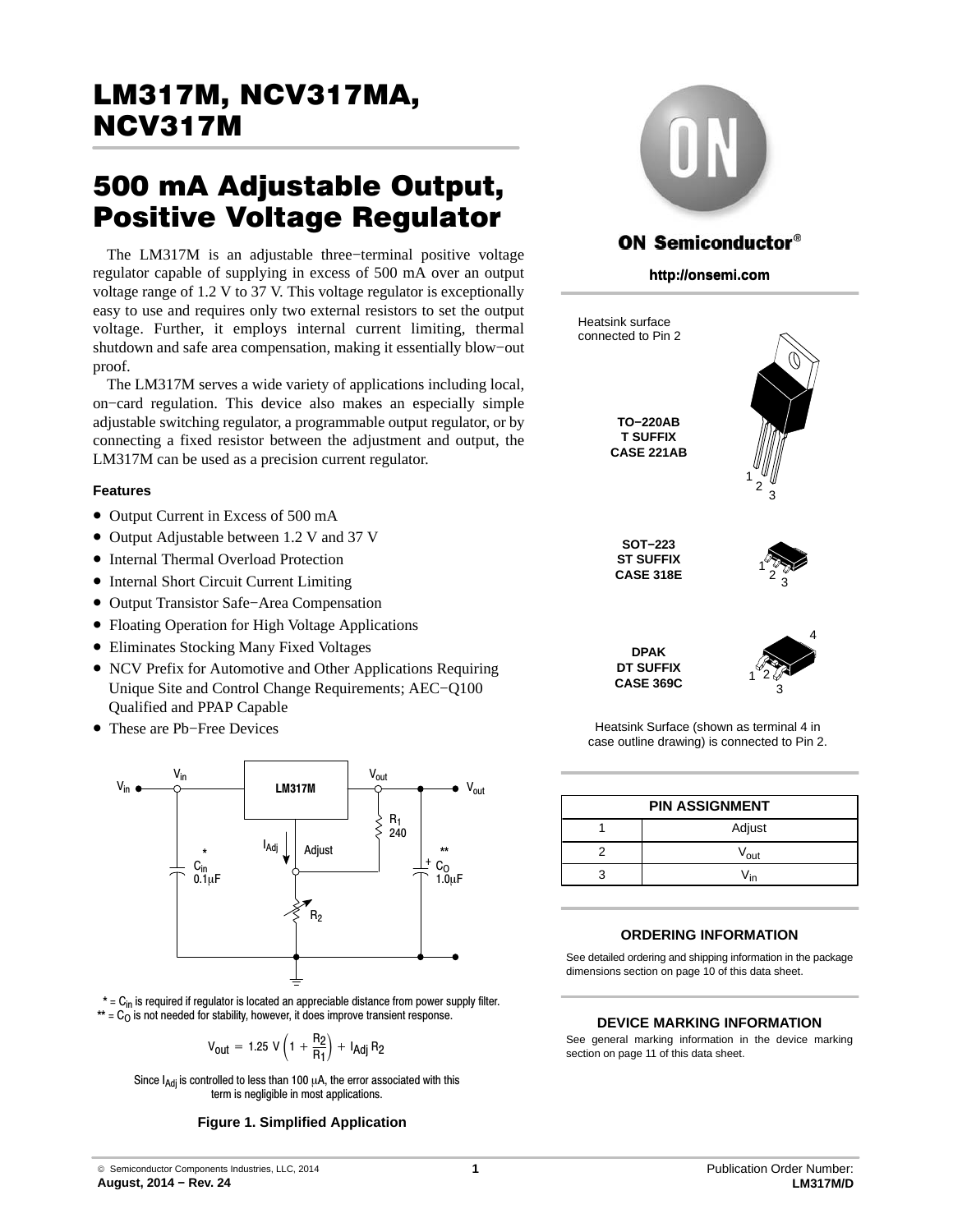# LM317M, NCV317MA, NCV317M

## 500 mA Adjustable Output, Positive Voltage Regulator

The LM317M is an adjustable three−terminal positive voltage regulator capable of supplying in excess of 500 mA over an output voltage range of 1.2 V to 37 V. This voltage regulator is exceptionally easy to use and requires only two external resistors to set the output voltage. Further, it employs internal current limiting, thermal shutdown and safe area compensation, making it essentially blow−out proof.

The LM317M serves a wide variety of applications including local, on−card regulation. This device also makes an especially simple adjustable switching regulator, a programmable output regulator, or by connecting a fixed resistor between the adjustment and output, the LM317M can be used as a precision current regulator.

### Features

- Output Current in Excess of 500 mA
- Output Adjustable between 1.2 V and 37 V
- Internal Thermal Overload Protection
- Internal Short Circuit Current Limiting
- Output Transistor Safe−Area Compensation
- Floating Operation for High Voltage Applications
- Eliminates Stocking Many Fixed Voltages
- NCV Prefix for Automotive and Other Applications Requiring Unique Site and Control Change Requirements; AEC−Q100 Qualified and PPAP Capable
- These are Pb−Free Devices

$V_{in}$ $V_{in}$ LM317M $V_{out}$ $V_{out}$
$R_1$ 240
$I_{Adj}$ Adjust
* $C_{in}$ 0.1μF
** $C_O$ 1.0μF
$R_2$

* = $C_{in}$ is required if regulator is located an appreciable distance from power supply filter.
** = $C_O$ is not needed for stability, however, it does improve transient response.

$$V_{out} = 1.25\ V\left(1 + \frac{R_2}{R_1}\right) + I_{Adj}\,R_2$$

Since $I_{Adj}$ is controlled to less than 100 μA, the error associated with this term is negligible in most applications.

**Figure 1. Simplified Application**

ON Semiconductor®

http://onsemi.com

Heatsink surface connected to Pin 2

**TO−220AB**
**T SUFFIX**
**CASE 221AB**

1 2 3

**SOT−223**
**ST SUFFIX**
**CASE 318E**

1 2 3

**DPAK**
**DT SUFFIX**
**CASE 369C**

4
1 2 3

Heatsink Surface (shown as terminal 4 in case outline drawing) is connected to Pin 2.

| PIN ASSIGNMENT | |
|---|---|
| 1 | Adjust |
| 2 | $V_{out}$ |
| 3 | $V_{in}$ |

### ORDERING INFORMATION

See detailed ordering and shipping information in the package dimensions section on page 10 of this data sheet.

### DEVICE MARKING INFORMATION

See general marking information in the device marking section on page 11 of this data sheet.

© Semiconductor Components Industries, LLC, 2014
August, 2014 − Rev. 24

Publication Order Number:
LM317M/D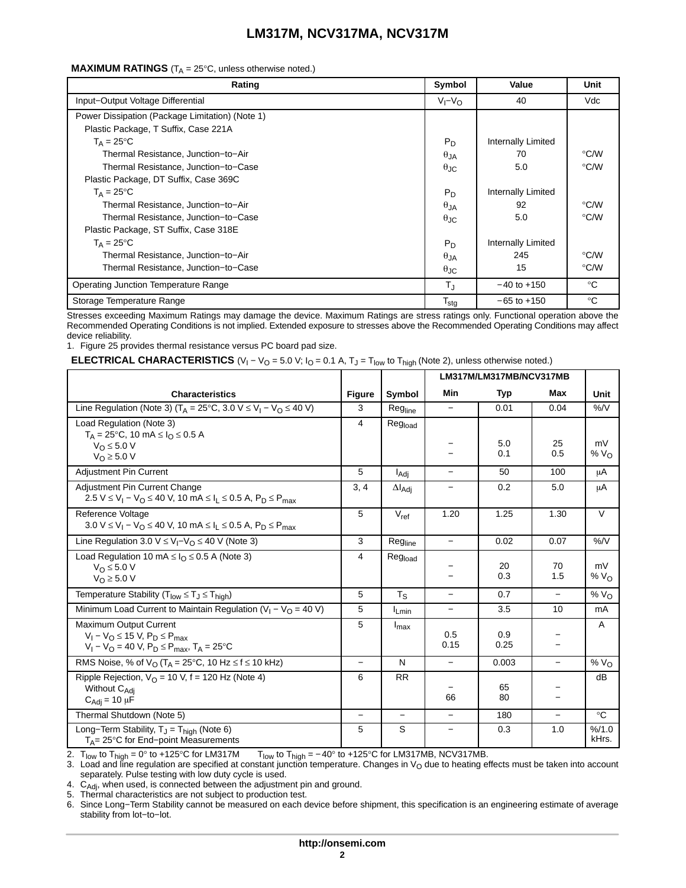**MAXIMUM RATINGS** ($T_A$ = 25°C, unless otherwise noted.)

| Rating | Symbol | Value | Unit |
|---|---|---|---|
| Input−Output Voltage Differential | $V_I–V_O$ | 40 | Vdc |
| Power Dissipation (Package Limitation) (Note 1) | | | |
| Plastic Package, T Suffix, Case 221A | | | |
| $T_A$ = 25°C | $P_D$ | Internally Limited | |
| Thermal Resistance, Junction−to−Air | $\theta_{JA}$ | 70 | °C/W |
| Thermal Resistance, Junction−to−Case | $\theta_{JC}$ | 5.0 | °C/W |
| Plastic Package, DT Suffix, Case 369C | | | |
| $T_A$ = 25°C | $P_D$ | Internally Limited | |
| Thermal Resistance, Junction−to−Air | $\theta_{JA}$ | 92 | °C/W |
| Thermal Resistance, Junction−to−Case | $\theta_{JC}$ | 5.0 | °C/W |
| Plastic Package, ST Suffix, Case 318E | | | |
| $T_A$ = 25°C | $P_D$ | Internally Limited | |
| Thermal Resistance, Junction−to−Air | $\theta_{JA}$ | 245 | °C/W |
| Thermal Resistance, Junction−to−Case | $\theta_{JC}$ | 15 | °C/W |
| Operating Junction Temperature Range | $T_J$ | −40 to +150 | °C |
| Storage Temperature Range | $T_{stg}$ | −65 to +150 | °C |

Stresses exceeding Maximum Ratings may damage the device. Maximum Ratings are stress ratings only. Functional operation above the Recommended Operating Conditions is not implied. Extended exposure to stresses above the Recommended Operating Conditions may affect device reliability.

1. Figure 25 provides thermal resistance versus PC board pad size.

**ELECTRICAL CHARACTERISTICS** ($V_I - V_O$ = 5.0 V; $I_O$ = 0.1 A, $T_J = T_{low}$ to $T_{high}$ (Note 2), unless otherwise noted.)

| | | | LM317M/LM317MB/NCV317MB | | | |
|---|---|---|---|---|---|---|
| **Characteristics** | **Figure** | **Symbol** | **Min** | **Typ** | **Max** | **Unit** |
| Line Regulation (Note 3) ($T_A$ = 25°C, 3.0 V ≤ $V_I - V_O$ ≤ 40 V) | 3 | $Reg_{line}$ | − | 0.01 | 0.04 | %/V |
| Load Regulation (Note 3)<br>$T_A$ = 25°C, 10 mA ≤ $I_O$ ≤ 0.5 A<br>$V_O$ ≤ 5.0 V<br>$V_O$ ≥ 5.0 V | 4 | $Reg_{load}$ | <br><br>−<br>− | <br><br>5.0<br>0.1 | <br><br>25<br>0.5 | <br><br>mV<br>% $V_O$ |
| Adjustment Pin Current | 5 | $I_{Adj}$ | − | 50 | 100 | μA |
| Adjustment Pin Current Change<br>2.5 V ≤ $V_I - V_O$ ≤ 40 V, 10 mA ≤ $I_L$ ≤ 0.5 A, $P_D$ ≤ $P_{max}$ | 3, 4 | $\Delta I_{Adj}$ | − | 0.2 | 5.0 | μA |
| Reference Voltage<br>3.0 V ≤ $V_I - V_O$ ≤ 40 V, 10 mA ≤ $I_L$ ≤ 0.5 A, $P_D$ ≤ $P_{max}$ | 5 | $V_{ref}$ | 1.20 | 1.25 | 1.30 | V |
| Line Regulation 3.0 V ≤ $V_I–V_O$ ≤ 40 V (Note 3) | 3 | $Reg_{line}$ | − | 0.02 | 0.07 | %/V |
| Load Regulation 10 mA ≤ $I_O$ ≤ 0.5 A (Note 3)<br>$V_O$ ≤ 5.0 V<br>$V_O$ ≥ 5.0 V | 4 | $Reg_{load}$ | <br>−<br>− | <br>20<br>0.3 | <br>70<br>1.5 | <br>mV<br>% $V_O$ |
| Temperature Stability ($T_{low}$ ≤ $T_J$ ≤ $T_{high}$) | 5 | $T_S$ | − | 0.7 | − | % $V_O$ |
| Minimum Load Current to Maintain Regulation ($V_I - V_O$ = 40 V) | 5 | $I_{Lmin}$ | − | 3.5 | 10 | mA |
| Maximum Output Current<br>$V_I - V_O$ ≤ 15 V, $P_D$ ≤ $P_{max}$<br>$V_I - V_O$ = 40 V, $P_D$ ≤ $P_{max}$, $T_A$ = 25°C | 5 | $I_{max}$ | <br>0.5<br>0.15 | <br>0.9<br>0.25 | <br>−<br>− | A |
| RMS Noise, % of $V_O$ ($T_A$ = 25°C, 10 Hz ≤ f ≤ 10 kHz) | − | N | − | 0.003 | − | % $V_O$ |
| Ripple Rejection, $V_O$ = 10 V, f = 120 Hz (Note 4)<br>Without $C_{Adj}$<br>$C_{Adj}$ = 10 μF | 6 | RR | <br>−<br>66 | <br>65<br>80 | <br>−<br>− | dB |
| Thermal Shutdown (Note 5) | − | − | − | 180 | − | °C |
| Long−Term Stability, $T_J = T_{high}$ (Note 6)<br>$T_A$= 25°C for End−point Measurements | 5 | S | − | 0.3 | 1.0 | %/1.0 kHrs. |

2. $T_{low}$ to $T_{high}$ = 0° to +125°C for LM317M  $T_{low}$ to $T_{high}$ = −40° to +125°C for LM317MB, NCV317MB.
3. Load and line regulation are specified at constant junction temperature. Changes in $V_O$ due to heating effects must be taken into account separately. Pulse testing with low duty cycle is used.
4. $C_{Adj}$, when used, is connected between the adjustment pin and ground.
5. Thermal characteristics are not subject to production test.
6. Since Long−Term Stability cannot be measured on each device before shipment, this specification is an engineering estimate of average stability from lot−to−lot.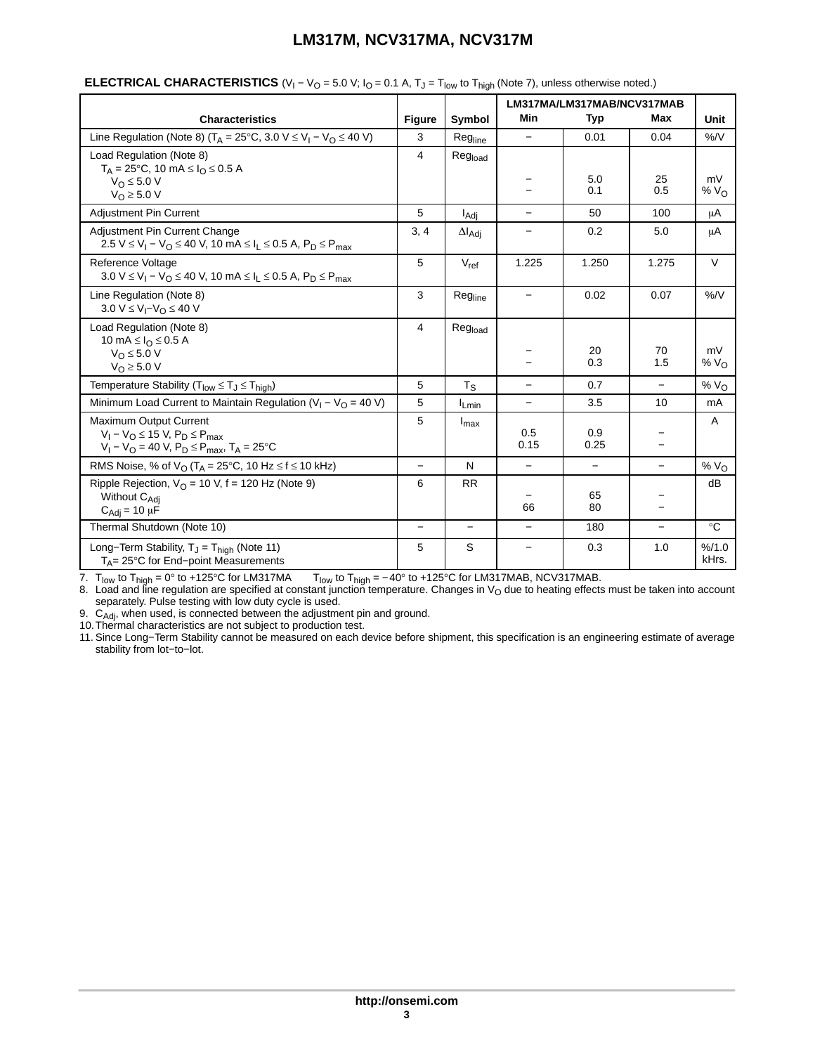**ELECTRICAL CHARACTERISTICS** ($V_I - V_O$ = 5.0 V; $I_O$ = 0.1 A, $T_J$ = $T_{low}$ to $T_{high}$ (Note 7), unless otherwise noted.)

| Characteristics | Figure | Symbol | LM317MA/LM317MAB/NCV317MAB Min | Typ | Max | Unit |
|---|---|---|---|---|---|---|
| Line Regulation (Note 8) ($T_A$ = 25°C, 3.0 V ≤ $V_I - V_O$ ≤ 40 V) | 3 | $Reg_{line}$ | − | 0.01 | 0.04 | %/V |
| Load Regulation (Note 8)<br>$T_A$ = 25°C, 10 mA ≤ $I_O$ ≤ 0.5 A<br>$V_O$ ≤ 5.0 V<br>$V_O$ ≥ 5.0 V | 4 | $Reg_{load}$ | <br><br>−<br>− | <br><br>5.0<br>0.1 | <br><br>25<br>0.5 | <br><br>mV<br>% $V_O$ |
| Adjustment Pin Current | 5 | $I_{Adj}$ | − | 50 | 100 | μA |
| Adjustment Pin Current Change<br>2.5 V ≤ $V_I - V_O$ ≤ 40 V, 10 mA ≤ $I_L$ ≤ 0.5 A, $P_D$ ≤ $P_{max}$ | 3, 4 | $\Delta I_{Adj}$ | − | 0.2 | 5.0 | μA |
| Reference Voltage<br>3.0 V ≤ $V_I - V_O$ ≤ 40 V, 10 mA ≤ $I_L$ ≤ 0.5 A, $P_D$ ≤ $P_{max}$ | 5 | $V_{ref}$ | 1.225 | 1.250 | 1.275 | V |
| Line Regulation (Note 8)<br>3.0 V ≤ $V_I$−$V_O$ ≤ 40 V | 3 | $Reg_{line}$ | − | 0.02 | 0.07 | %/V |
| Load Regulation (Note 8)<br>10 mA ≤ $I_O$ ≤ 0.5 A<br>$V_O$ ≤ 5.0 V<br>$V_O$ ≥ 5.0 V | 4 | $Reg_{load}$ | <br><br>−<br>− | <br><br>20<br>0.3 | <br><br>70<br>1.5 | <br><br>mV<br>% $V_O$ |
| Temperature Stability ($T_{low}$ ≤ $T_J$ ≤ $T_{high}$) | 5 | $T_S$ | − | 0.7 | − | % $V_O$ |
| Minimum Load Current to Maintain Regulation ($V_I - V_O$ = 40 V) | 5 | $I_{Lmin}$ | − | 3.5 | 10 | mA |
| Maximum Output Current<br>$V_I - V_O$ ≤ 15 V, $P_D$ ≤ $P_{max}$<br>$V_I - V_O$ = 40 V, $P_D$ ≤ $P_{max}$, $T_A$ = 25°C | 5 | $I_{max}$ | <br>0.5<br>0.15 | <br>0.9<br>0.25 | <br>−<br>− | A |
| RMS Noise, % of $V_O$ ($T_A$ = 25°C, 10 Hz ≤ f ≤ 10 kHz) | − | N | − | − | − | % $V_O$ |
| Ripple Rejection, $V_O$ = 10 V, f = 120 Hz (Note 9)<br>Without $C_{Adj}$<br>$C_{Adj}$ = 10 μF | 6 | RR | <br>−<br>66 | <br>65<br>80 | <br>−<br>− | dB |
| Thermal Shutdown (Note 10) | − | − | − | 180 | − | °C |
| Long−Term Stability, $T_J$ = $T_{high}$ (Note 11)<br>$T_A$= 25°C for End−point Measurements | 5 | S | − | 0.3 | 1.0 | %/1.0 kHrs. |

7. $T_{low}$ to $T_{high}$ = 0° to +125°C for LM317MA    $T_{low}$ to $T_{high}$ = −40° to +125°C for LM317MAB, NCV317MAB.
8. Load and line regulation are specified at constant junction temperature. Changes in $V_O$ due to heating effects must be taken into account separately. Pulse testing with low duty cycle is used.
9. $C_{Adj}$, when used, is connected between the adjustment pin and ground.
10. Thermal characteristics are not subject to production test.
11. Since Long−Term Stability cannot be measured on each device before shipment, this specification is an engineering estimate of average stability from lot−to−lot.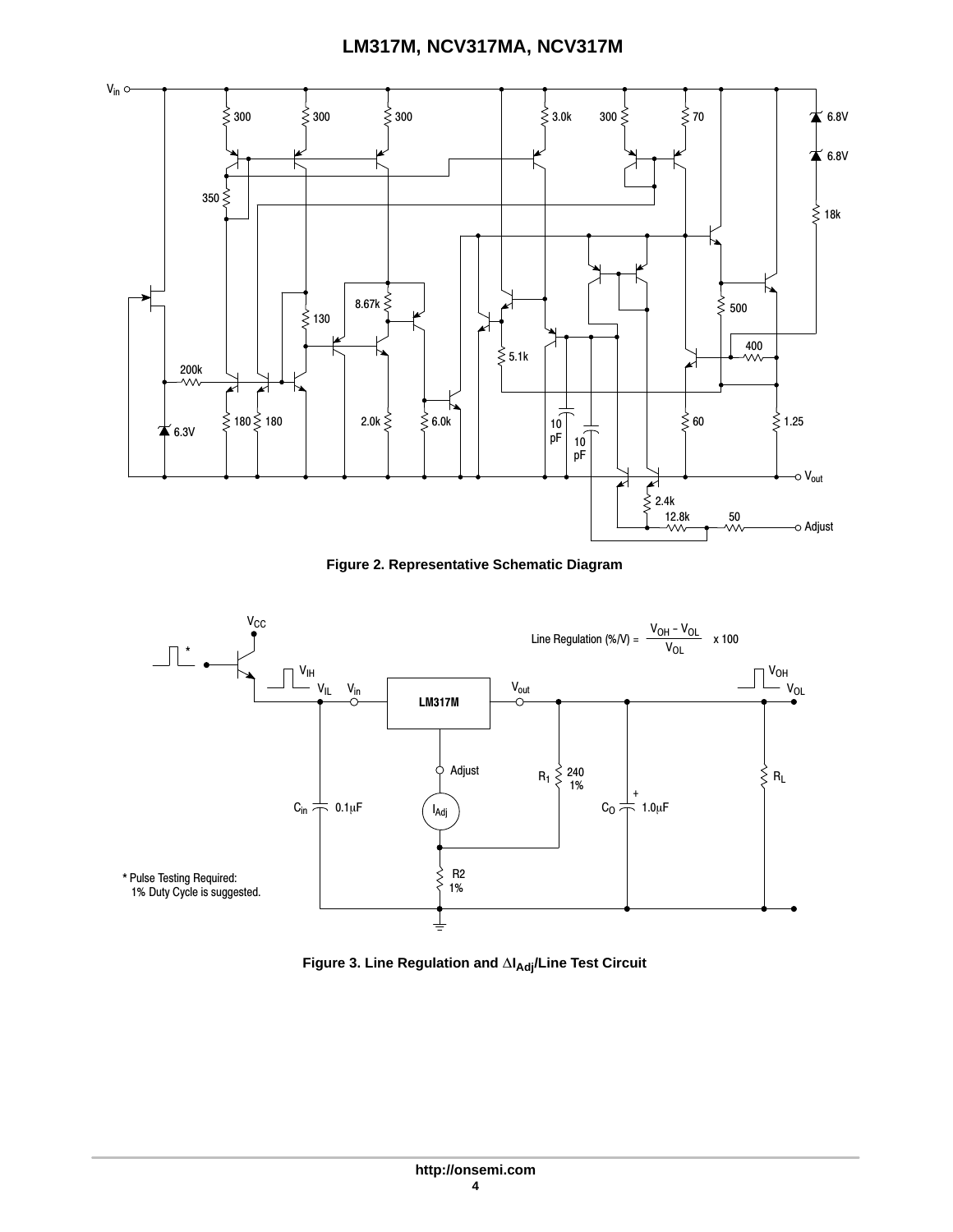Figure 2. Representative Schematic Diagram

Line Regulation (%/V) = $\frac{V_{OH} - V_{OL}}{V_{OL}}$ x 100

* Pulse Testing Required:
1% Duty Cycle is suggested.

Figure 3. Line Regulation and $\Delta I_{Adj}$/Line Test Circuit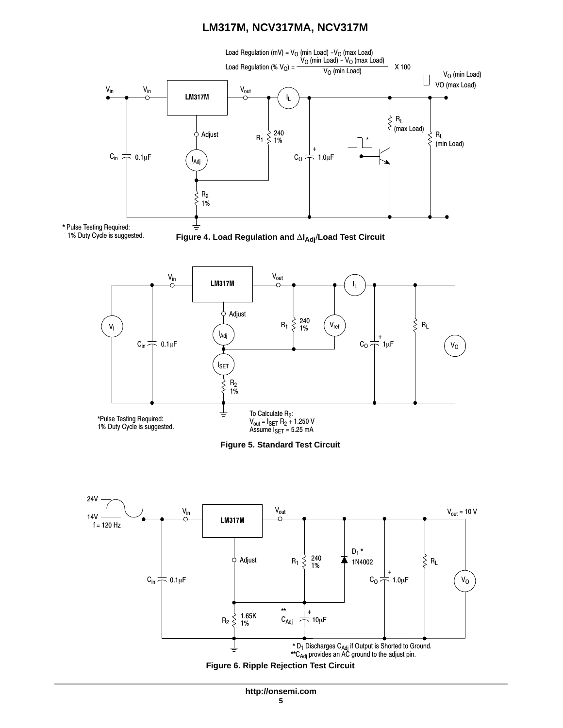Load Regulation (mV) = $V_O$ (min Load) − $V_O$ (max Load)

Load Regulation (% $V_O$) = $\frac{V_O \text{ (min Load)} - V_O \text{ (max Load)}}{V_O \text{ (min Load)}}$ X 100

$V_O$ (min Load)

VO (max Load)

$V_{in}$ $V_{in}$ LM317M $V_{out}$ $I_L$

Adjust $R_1$ 240 1% $R_L$ (max Load) $R_L$ (min Load)

$C_{in}$ 0.1μF $I_{Adj}$ $C_O$ 1.0μF *

$R_2$ 1%

\* Pulse Testing Required:
1% Duty Cycle is suggested.

**Figure 4. Load Regulation and $\Delta I_{Adj}$/Load Test Circuit**

$V_{in}$ LM317M $V_{out}$ $I_L$

Adjust $V_I$ $R_1$ 240 1% $V_{ref}$ $R_L$

$C_{in}$ 0.1μF $I_{Adj}$ $C_O$ 1μF $V_O$

$I_{SET}$

$R_2$ 1%

\*Pulse Testing Required:
1% Duty Cycle is suggested.

To Calculate $R_2$:
$V_{out} = I_{SET} R_2 + 1.250$ V
Assume $I_{SET}$ = 5.25 mA

**Figure 5. Standard Test Circuit**

24V

14V

f = 120 Hz

$V_{in}$ LM317M $V_{out}$ $V_{out}$ = 10 V

Adjust $R_1$ 240 1% $D_1$ * 1N4002 $R_L$

$C_{in}$ 0.1μF $C_O$ 1.0μF $V_O$

$R_2$ 1.65K 1% ** $C_{Adj}$ 10μF

\* $D_1$ Discharges $C_{Adj}$ if Output is Shorted to Ground.
\*\*$C_{Adj}$ provides an AC ground to the adjust pin.

**Figure 6. Ripple Rejection Test Circuit**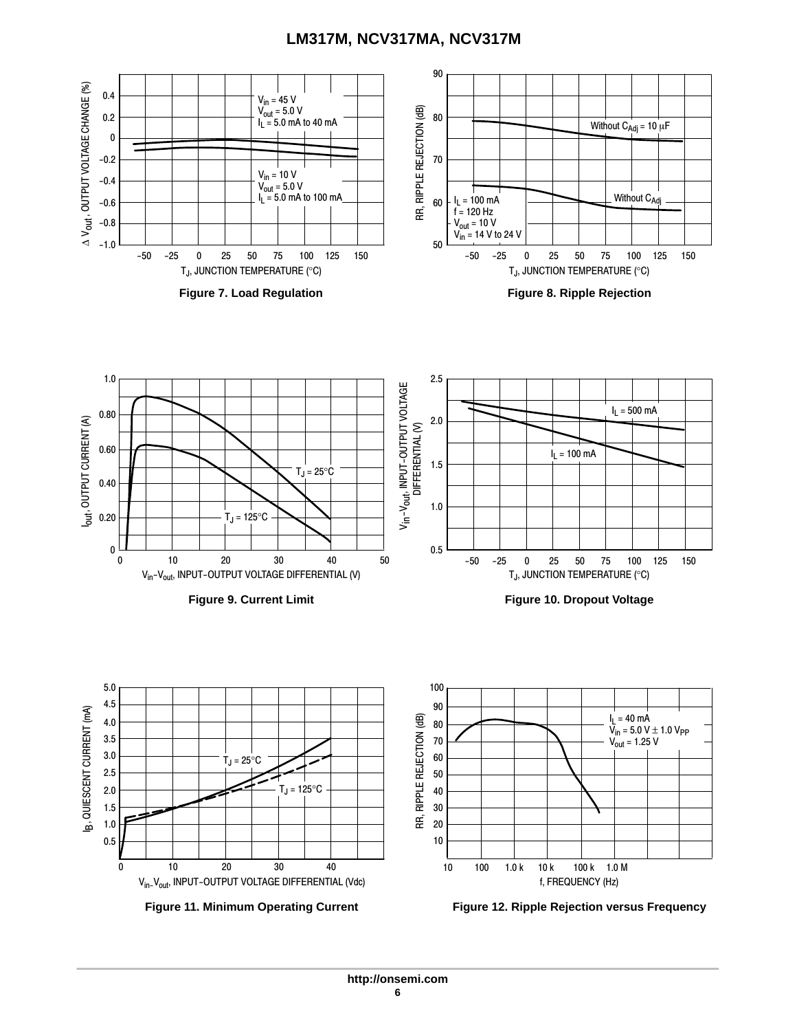$\Delta V_{out}$, OUTPUT VOLTAGE CHANGE (%)

0.4
0.2
0
−0.2
−0.4
−0.6
−0.8
−1.0

$V_{in}$ = 45 V
$V_{out}$ = 5.0 V
$I_L$ = 5.0 mA to 40 mA

$V_{in}$ = 10 V
$V_{out}$ = 5.0 V
$I_L$ = 5.0 mA to 100 mA

−50 −25 0 25 50 75 100 125 150

$T_J$, JUNCTION TEMPERATURE (°C)

**Figure 7. Load Regulation**

RR, RIPPLE REJECTION (dB)

90
80
70
60
50

Without $C_{Adj}$ = 10 μF

Without $C_{Adj}$

$I_L$ = 100 mA
f = 120 Hz
$V_{out}$ = 10 V
$V_{in}$ = 14 V to 24 V

−50 −25 0 25 50 75 100 125 150

$T_J$, JUNCTION TEMPERATURE (°C)

**Figure 8. Ripple Rejection**

$I_{out}$, OUTPUT CURRENT (A)

1.0
0.80
0.60
0.40
0.20
0

$T_J$ = 25°C

$T_J$ = 125°C

0 10 20 30 40 50

$V_{in}$−$V_{out}$, INPUT−OUTPUT VOLTAGE DIFFERENTIAL (V)

**Figure 9. Current Limit**

$V_{in}$−$V_{out}$, INPUT−OUTPUT VOLTAGE DIFFERENTIAL (V)

2.5
2.0
1.5
1.0
0.5

$I_L$ = 500 mA

$I_L$ = 100 mA

−50 −25 0 25 50 75 100 125 150

$T_J$, JUNCTION TEMPERATURE (°C)

**Figure 10. Dropout Voltage**

$I_B$, QUIESCENT CURRENT (mA)

5.0
4.5
4.0
3.5
3.0
2.5
2.0
1.5
1.0
0.5

$T_J$ = 25°C

$T_J$ = 125°C

0 10 20 30 40

$V_{in}$−$V_{out}$, INPUT−OUTPUT VOLTAGE DIFFERENTIAL (Vdc)

**Figure 11. Minimum Operating Current**

RR, RIPPLE REJECTION (dB)

100
90
80
70
60
50
40
30
20
10

$I_L$ = 40 mA
$V_{in}$ = 5.0 V ± 1.0 $V_{PP}$
$V_{out}$ = 1.25 V

10 100 1.0 k 10 k 100 k 1.0 M

f, FREQUENCY (Hz)

**Figure 12. Ripple Rejection versus Frequency**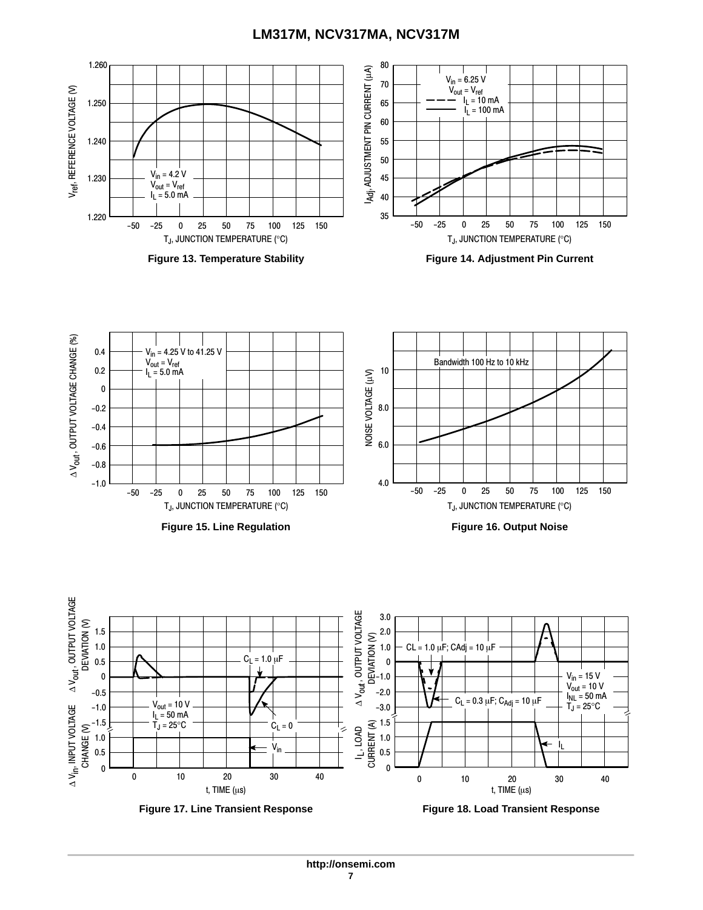1.260
1.250
1.240
1.230
1.220

$V_{ref}$, REFERENCE VOLTAGE (V)

$V_{in}$ = 4.2 V
$V_{out}$ = $V_{ref}$
$I_L$ = 5.0 mA

−50 −25 0 25 50 75 100 125 150

$T_J$, JUNCTION TEMPERATURE (°C)

**Figure 13. Temperature Stability**

80
70
65
60
55
50
45
40
35

$I_{Adj}$, ADJUSTMENT PIN CURRENT (μA)

$V_{in}$ = 6.25 V
$V_{out}$ = $V_{ref}$
$I_L$ = 10 mA
$I_L$ = 100 mA

−50 −25 0 25 50 75 100 125 150

$T_J$, JUNCTION TEMPERATURE (°C)

**Figure 14. Adjustment Pin Current**

0.4
0.2
0
−0.2
−0.4
−0.6
−0.8
−1.0

Δ $V_{out}$, OUTPUT VOLTAGE CHANGE (%)

$V_{in}$ = 4.25 V to 41.25 V
$V_{out}$ = $V_{ref}$
$I_L$ = 5.0 mA

−50 −25 0 25 50 75 100 125 150

$T_J$, JUNCTION TEMPERATURE (°C)

**Figure 15. Line Regulation**

10
8.0
6.0
4.0

NOISE VOLTAGE (μV)

Bandwidth 100 Hz to 10 kHz

−50 −25 0 25 50 75 100 125 150

$T_J$, JUNCTION TEMPERATURE (°C)

**Figure 16. Output Noise**

1.5
1.0
0.5
0
−0.5
−1.0
−1.5
1.0
0.5
0

Δ $V_{out}$, OUTPUT VOLTAGE DEVIATION (V)

Δ $V_{in}$, INPUT VOLTAGE CHANGE (V)

$C_L$ = 1.0 μF

$V_{out}$ = 10 V
$I_L$ = 50 mA
$T_J$ = 25°C

$C_L$ = 0

$V_{in}$

0 10 20 30 40

t, TIME (μs)

**Figure 17. Line Transient Response**

3.0
2.0
1.0
0
−1.0
−2.0
−3.0
1.5
1.0
0.5
0

Δ $V_{out}$, OUTPUT VOLTAGE DEVIATION (V)

$I_L$, LOAD CURRENT (A)

CL = 1.0 μF; CAdj = 10 μF

$C_L$ = 0.3 μF; $C_{Adj}$ = 10 μF

$V_{in}$ = 15 V
$V_{out}$ = 10 V
$I_{NL}$ = 50 mA
$T_J$ = 25°C

$I_L$

0 10 20 30 40

t, TIME (μs)

**Figure 18. Load Transient Response**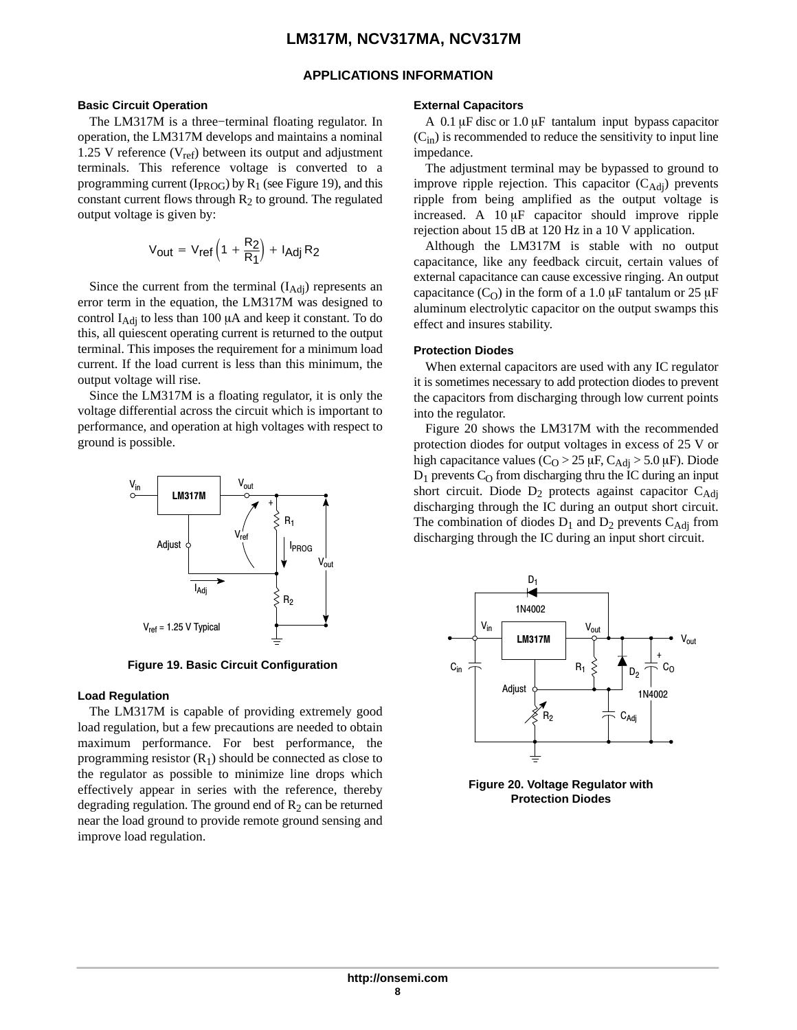## APPLICATIONS INFORMATION

### Basic Circuit Operation

The LM317M is a three−terminal floating regulator. In operation, the LM317M develops and maintains a nominal 1.25 V reference ($V_{ref}$) between its output and adjustment terminals. This reference voltage is converted to a programming current ($I_{PROG}$) by $R_1$ (see Figure 19), and this constant current flows through $R_2$ to ground. The regulated output voltage is given by:

$$V_{out} = V_{ref}\left(1 + \frac{R_2}{R_1}\right) + I_{Adj}\,R_2$$

Since the current from the terminal ($I_{Adj}$) represents an error term in the equation, the LM317M was designed to control $I_{Adj}$ to less than 100 μA and keep it constant. To do this, all quiescent operating current is returned to the output terminal. This imposes the requirement for a minimum load current. If the load current is less than this minimum, the output voltage will rise.

Since the LM317M is a floating regulator, it is only the voltage differential across the circuit which is important to performance, and operation at high voltages with respect to ground is possible.

$V_{in}$
LM317M
$V_{out}$
Adjust
$V_{ref}$
$R_1$
$I_{PROG}$
$V_{out}$
$I_{Adj}$
$R_2$
$V_{ref}$ = 1.25 V Typical

**Figure 19. Basic Circuit Configuration**

### Load Regulation

The LM317M is capable of providing extremely good load regulation, but a few precautions are needed to obtain maximum performance. For best performance, the programming resistor ($R_1$) should be connected as close to the regulator as possible to minimize line drops which effectively appear in series with the reference, thereby degrading regulation. The ground end of $R_2$ can be returned near the load ground to provide remote ground sensing and improve load regulation.

### External Capacitors

A 0.1 μF disc or 1.0 μF tantalum input bypass capacitor ($C_{in}$) is recommended to reduce the sensitivity to input line impedance.

The adjustment terminal may be bypassed to ground to improve ripple rejection. This capacitor ($C_{Adj}$) prevents ripple from being amplified as the output voltage is increased. A 10 μF capacitor should improve ripple rejection about 15 dB at 120 Hz in a 10 V application.

Although the LM317M is stable with no output capacitance, like any feedback circuit, certain values of external capacitance can cause excessive ringing. An output capacitance ($C_O$) in the form of a 1.0 μF tantalum or 25 μF aluminum electrolytic capacitor on the output swamps this effect and insures stability.

### Protection Diodes

When external capacitors are used with any IC regulator it is sometimes necessary to add protection diodes to prevent the capacitors from discharging through low current points into the regulator.

Figure 20 shows the LM317M with the recommended protection diodes for output voltages in excess of 25 V or high capacitance values ($C_O$ > 25 μF, $C_{Adj}$ > 5.0 μF). Diode $D_1$ prevents $C_O$ from discharging thru the IC during an input short circuit. Diode $D_2$ protects against capacitor $C_{Adj}$ discharging through the IC during an output short circuit. The combination of diodes $D_1$ and $D_2$ prevents $C_{Adj}$ from discharging through the IC during an input short circuit.

$D_1$
1N4002
$V_{in}$
LM317M
$V_{out}$
$V_{out}$
$C_{in}$
$R_1$
$D_2$
$C_O$
Adjust
1N4002
$R_2$
$C_{Adj}$

**Figure 20. Voltage Regulator with Protection Diodes**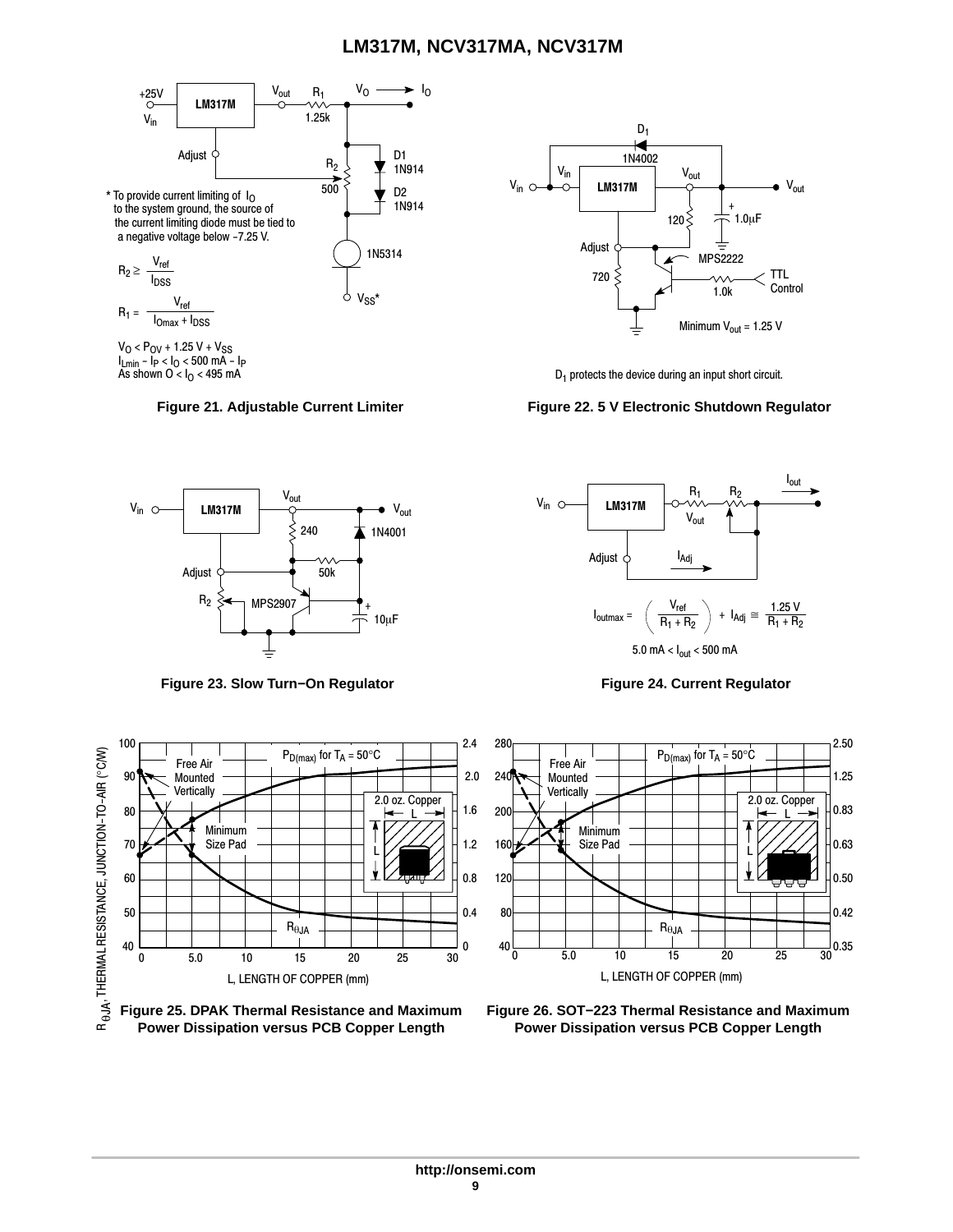+25V
$V_{in}$
LM317M
$V_{out}$
$R_1$
1.25k
$V_O$
$I_O$
Adjust
$R_2$
500
D1
1N914
D2
1N914
1N5314
$V_{SS}$*

\* To provide current limiting of $I_O$ to the system ground, the source of the current limiting diode must be tied to a negative voltage below −7.25 V.

$$R_2 \geq \frac{V_{ref}}{I_{DSS}}$$

$$R_1 = \frac{V_{ref}}{I_{Omax} + I_{DSS}}$$

$V_O < P_{OV} + 1.25\ V + V_{SS}$
$I_{Lmin} - I_P < I_O < 500\ mA - I_P$
As shown $0 < I_O < 495\ mA$

**Figure 21. Adjustable Current Limiter**

$D_1$
1N4002
$V_{in}$
$V_{in}$
LM317M
$V_{out}$
$V_{out}$
120
1.0μF
Adjust
MPS2222
720
1.0k
TTL Control
Minimum $V_{out}$ = 1.25 V

$D_1$ protects the device during an input short circuit.

**Figure 22. 5 V Electronic Shutdown Regulator**

$V_{in}$
LM317M
$V_{out}$
$V_{out}$
240
1N4001
Adjust
50k
$R_2$
MPS2907
10μF

**Figure 23. Slow Turn−On Regulator**

$V_{in}$
LM317M
$R_1$
$R_2$
$V_{out}$
$I_{out}$
Adjust
$I_{Adj}$

$$I_{outmax} = \left(\frac{V_{ref}}{R_1 + R_2}\right) + I_{Adj} \cong \frac{1.25\ V}{R_1 + R_2}$$

$5.0\ mA < I_{out} < 500\ mA$

**Figure 24. Current Regulator**

$R_{\theta JA}$, THERMAL RESISTANCE, JUNCTION−TO−AIR (°C/W)
100
90
80
70
60
50
40
0
5.0
10
15
20
25
30
L, LENGTH OF COPPER (mm)
2.4
2.0
1.6
1.2
0.8
0.4
0
$P_{D(max)}$ for $T_A$ = 50°C
Free Air Mounted Vertically
Minimum Size Pad
2.0 oz. Copper
L
L
$R_{\theta JA}$

**Figure 25. DPAK Thermal Resistance and Maximum Power Dissipation versus PCB Copper Length**

280
240
200
160
120
80
40
0
5.0
10
15
20
25
30
L, LENGTH OF COPPER (mm)
2.50
1.25
0.83
0.63
0.50
0.42
0.35
$P_{D(max)}$ for $T_A$ = 50°C
Free Air Mounted Vertically
Minimum Size Pad
2.0 oz. Copper
L
L
$R_{\theta JA}$

**Figure 26. SOT−223 Thermal Resistance and Maximum Power Dissipation versus PCB Copper Length**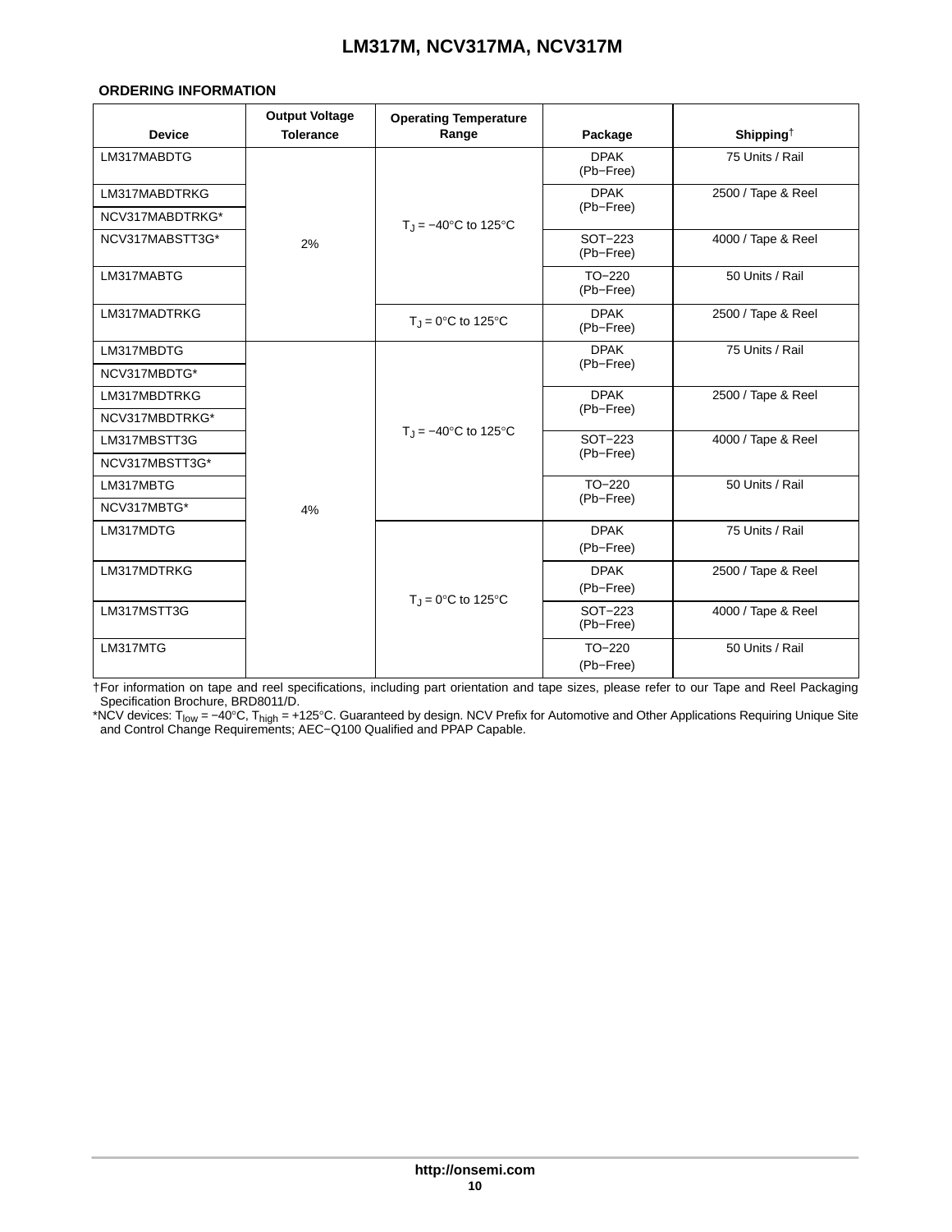**ORDERING INFORMATION**

| Device | Output Voltage Tolerance | Operating Temperature Range | Package | Shipping† |
|---|---|---|---|---|
| LM317MABDTG | 2% | $T_J$ = −40°C to 125°C | DPAK (Pb−Free) | 75 Units / Rail |
| LM317MABDTRKG | | | DPAK (Pb−Free) | 2500 / Tape & Reel |
| NCV317MABDTRKG* | | | | |
| NCV317MABSTT3G* | | | SOT−223 (Pb−Free) | 4000 / Tape & Reel |
| LM317MABTG | | | TO−220 (Pb−Free) | 50 Units / Rail |
| LM317MADTRKG | | $T_J$ = 0°C to 125°C | DPAK (Pb−Free) | 2500 / Tape & Reel |
| LM317MBDTG | 4% | $T_J$ = −40°C to 125°C | DPAK (Pb−Free) | 75 Units / Rail |
| NCV317MBDTG* | | | | |
| LM317MBDTRKG | | | DPAK (Pb−Free) | 2500 / Tape & Reel |
| NCV317MBDTRKG* | | | | |
| LM317MBSTT3G | | | SOT−223 (Pb−Free) | 4000 / Tape & Reel |
| NCV317MBSTT3G* | | | | |
| LM317MBTG | | | TO−220 (Pb−Free) | 50 Units / Rail |
| NCV317MBTG* | | | | |
| LM317MDTG | | $T_J$ = 0°C to 125°C | DPAK (Pb−Free) | 75 Units / Rail |
| LM317MDTRKG | | | DPAK (Pb−Free) | 2500 / Tape & Reel |
| LM317MSTT3G | | | SOT−223 (Pb−Free) | 4000 / Tape & Reel |
| LM317MTG | | | TO−220 (Pb−Free) | 50 Units / Rail |

†For information on tape and reel specifications, including part orientation and tape sizes, please refer to our Tape and Reel Packaging Specification Brochure, BRD8011/D.

*NCV devices: $T_{low}$ = −40°C, $T_{high}$ = +125°C. Guaranteed by design. NCV Prefix for Automotive and Other Applications Requiring Unique Site and Control Change Requirements; AEC−Q100 Qualified and PPAP Capable.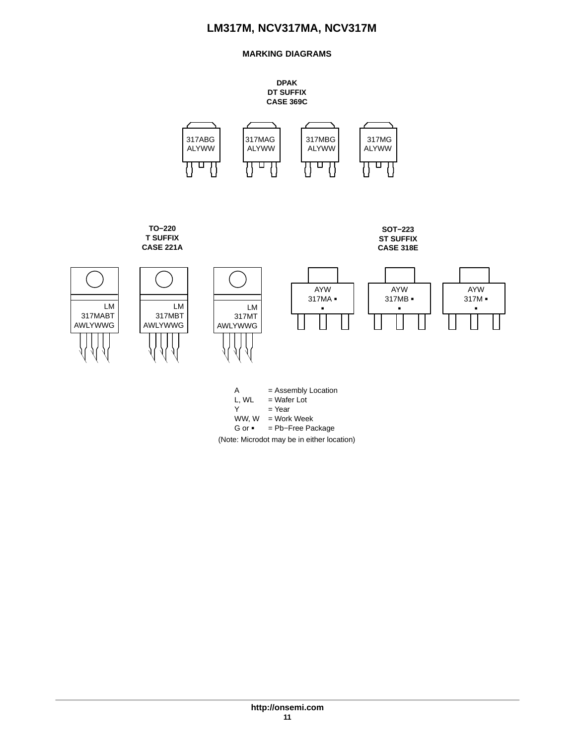## MARKING DIAGRAMS

**DPAK**
**DT SUFFIX**
**CASE 369C**

317ABG
ALYWW

317MAG
ALYWW

317MBG
ALYWW

317MG
ALYWW

**TO−220**
**T SUFFIX**
**CASE 221A**

LM
317MABT
AWLYWWG

LM
317MBT
AWLYWWG

LM
317MT
AWLYWWG

**SOT−223**
**ST SUFFIX**
**CASE 318E**

AYW
317MA ▪
▪

AYW
317MB ▪
▪

AYW
317M ▪
▪

A = Assembly Location
L, WL = Wafer Lot
Y = Year
WW, W = Work Week
G or ▪ = Pb−Free Package

(Note: Microdot may be in either location)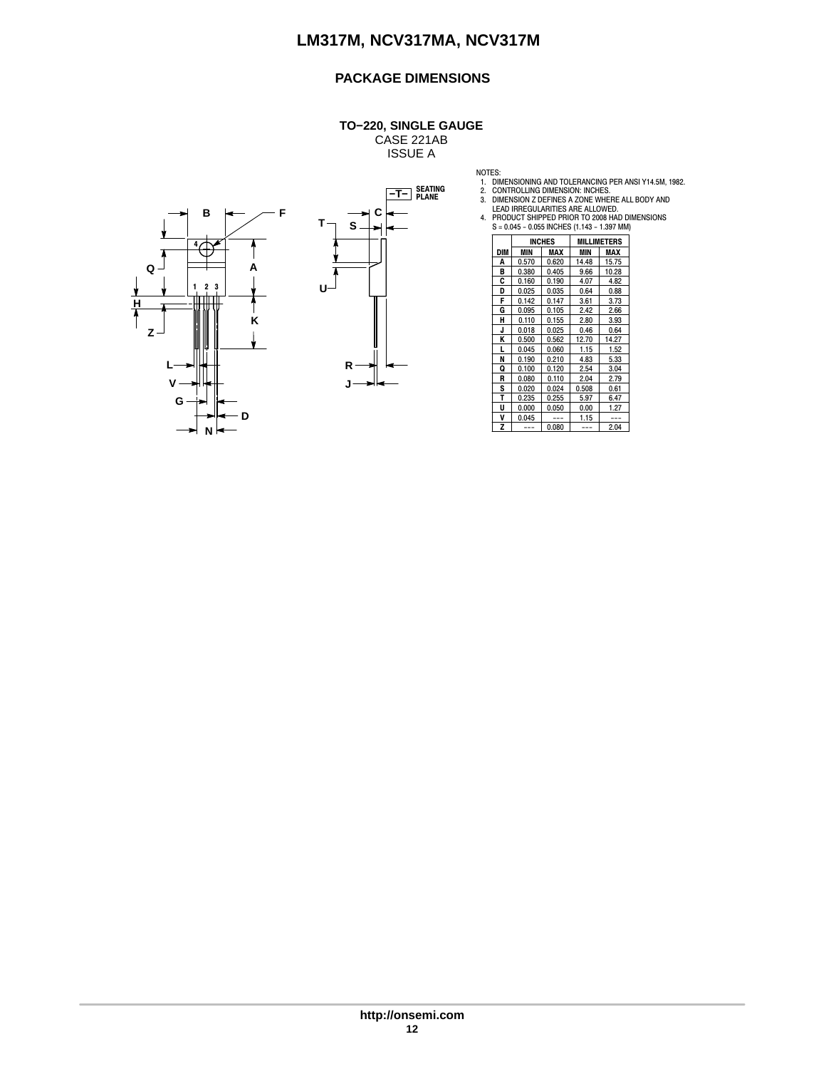## PACKAGE DIMENSIONS

**TO−220, SINGLE GAUGE**
CASE 221AB
ISSUE A

B F C T S Q A H Z K L V G D N U R J −T− SEATING PLANE

NOTES:
1. DIMENSIONING AND TOLERANCING PER ANSI Y14.5M, 1982.
2. CONTROLLING DIMENSION: INCHES.
3. DIMENSION Z DEFINES A ZONE WHERE ALL BODY AND LEAD IRREGULARITIES ARE ALLOWED.
4. PRODUCT SHIPPED PRIOR TO 2008 HAD DIMENSIONS S = 0.045 − 0.055 INCHES (1.143 − 1.397 MM)

| | INCHES | | MILLIMETERS | |
|---|---|---|---|---|
| DIM | MIN | MAX | MIN | MAX |
| A | 0.570 | 0.620 | 14.48 | 15.75 |
| B | 0.380 | 0.405 | 9.66 | 10.28 |
| C | 0.160 | 0.190 | 4.07 | 4.82 |
| D | 0.025 | 0.035 | 0.64 | 0.88 |
| F | 0.142 | 0.147 | 3.61 | 3.73 |
| G | 0.095 | 0.105 | 2.42 | 2.66 |
| H | 0.110 | 0.155 | 2.80 | 3.93 |
| J | 0.018 | 0.025 | 0.46 | 0.64 |
| K | 0.500 | 0.562 | 12.70 | 14.27 |
| L | 0.045 | 0.060 | 1.15 | 1.52 |
| N | 0.190 | 0.210 | 4.83 | 5.33 |
| Q | 0.100 | 0.120 | 2.54 | 3.04 |
| R | 0.080 | 0.110 | 2.04 | 2.79 |
| S | 0.020 | 0.024 | 0.508 | 0.61 |
| T | 0.235 | 0.255 | 5.97 | 6.47 |
| U | 0.000 | 0.050 | 0.00 | 1.27 |
| V | 0.045 | --- | 1.15 | --- |
| Z | --- | 0.080 | --- | 2.04 |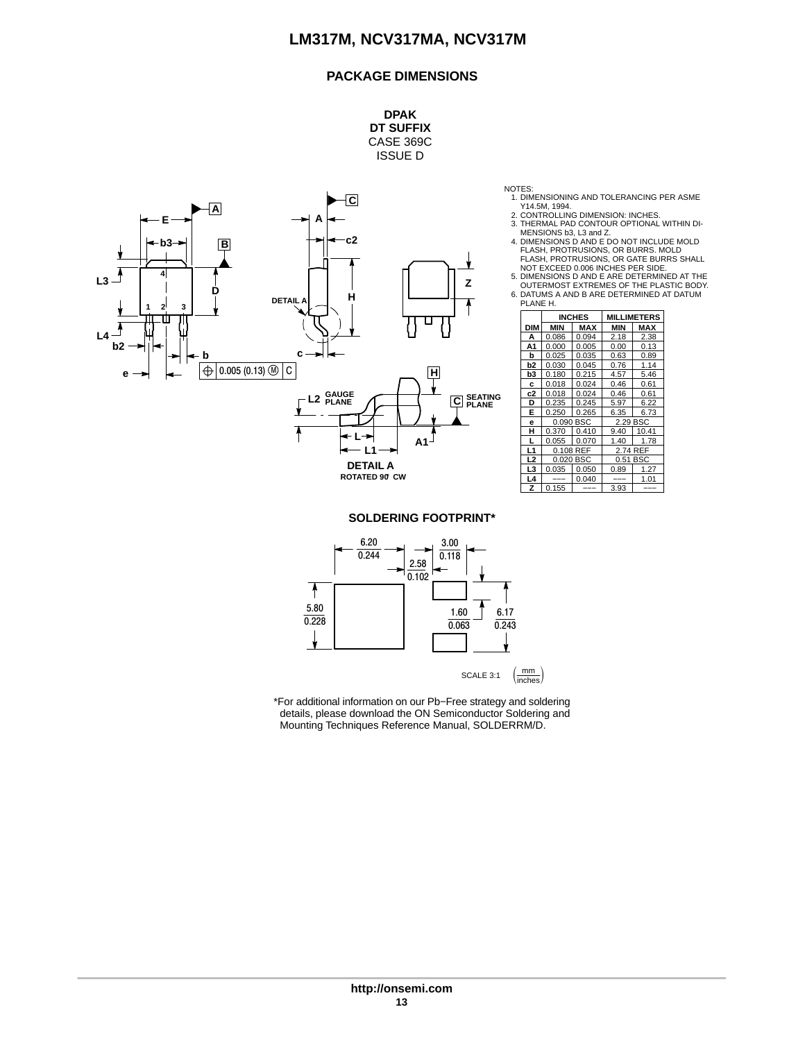## PACKAGE DIMENSIONS

**DPAK**
**DT SUFFIX**
CASE 369C
ISSUE D

NOTES:
1. DIMENSIONING AND TOLERANCING PER ASME Y14.5M, 1994.
2. CONTROLLING DIMENSION: INCHES.
3. THERMAL PAD CONTOUR OPTIONAL WITHIN DIMENSIONS b3, L3 and Z.
4. DIMENSIONS D AND E DO NOT INCLUDE MOLD FLASH, PROTRUSIONS, OR BURRS. MOLD FLASH, PROTRUSIONS, OR GATE BURRS SHALL NOT EXCEED 0.006 INCHES PER SIDE.
5. DIMENSIONS D AND E ARE DETERMINED AT THE OUTERMOST EXTREMES OF THE PLASTIC BODY.
6. DATUMS A AND B ARE DETERMINED AT DATUM PLANE H.

| DIM | INCHES MIN | INCHES MAX | MILLIMETERS MIN | MILLIMETERS MAX |
|---|---|---|---|---|
| A | 0.086 | 0.094 | 2.18 | 2.38 |
| A1 | 0.000 | 0.005 | 0.00 | 0.13 |
| b | 0.025 | 0.035 | 0.63 | 0.89 |
| b2 | 0.030 | 0.045 | 0.76 | 1.14 |
| b3 | 0.180 | 0.215 | 4.57 | 5.46 |
| c | 0.018 | 0.024 | 0.46 | 0.61 |
| c2 | 0.018 | 0.024 | 0.46 | 0.61 |
| D | 0.235 | 0.245 | 5.97 | 6.22 |
| E | 0.250 | 0.265 | 6.35 | 6.73 |
| e | 0.090 BSC | | 2.29 BSC | |
| H | 0.370 | 0.410 | 9.40 | 10.41 |
| L | 0.055 | 0.070 | 1.40 | 1.78 |
| L1 | 0.108 REF | | 2.74 REF | |
| L2 | 0.020 BSC | | 0.51 BSC | |
| L3 | 0.035 | 0.050 | 0.89 | 1.27 |
| L4 | −−− | 0.040 | −−− | 1.01 |
| Z | 0.155 | −−− | 3.93 | −−− |

E
b3
L3
D
L4
b2
b
e
A
B
C
H
A
c2
H
DETAIL A
c
Z
0.005 (0.13) Ⓜ C
L2 GAUGE PLANE
SEATING PLANE
L
L1
A1

**DETAIL A**
**ROTATED 90° CW**

### SOLDERING FOOTPRINT*

6.20
0.244
3.00
0.118
2.58
0.102
5.80
0.228
1.60
0.063
6.17
0.243

SCALE 3:1 (mm / inches)

*For additional information on our Pb−Free strategy and soldering details, please download the ON Semiconductor Soldering and Mounting Techniques Reference Manual, SOLDERRM/D.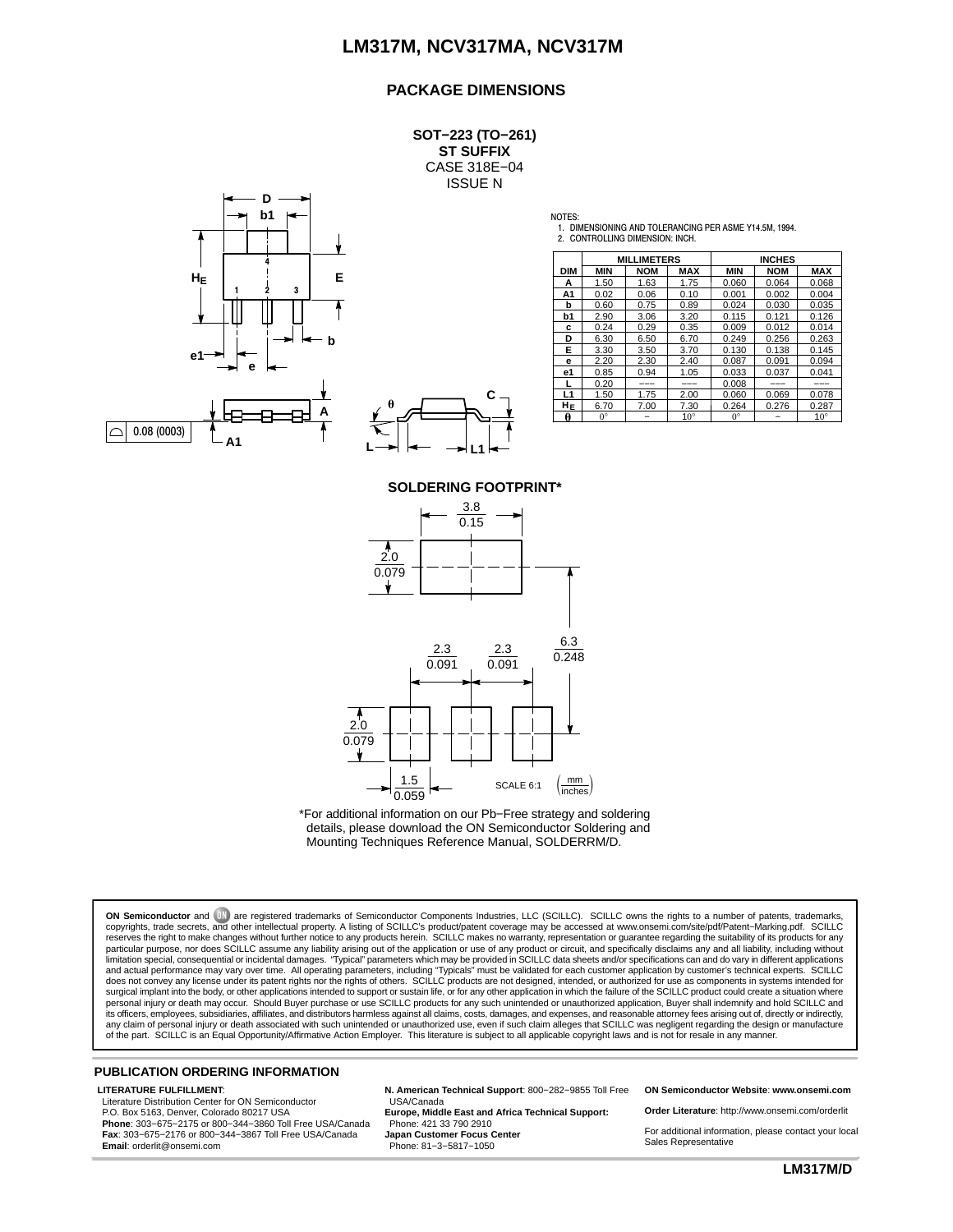## PACKAGE DIMENSIONS

**SOT−223 (TO−261)**
**ST SUFFIX**
CASE 318E−04
ISSUE N

D
b1
4
HE
E
1 2 3
b
e1
e
A
0.08 (0003)
A1
C
θ
L
L1

NOTES:
1. DIMENSIONING AND TOLERANCING PER ASME Y14.5M, 1994.
2. CONTROLLING DIMENSION: INCH.

| | MILLIMETERS | | | INCHES | | |
|---|---|---|---|---|---|---|
| DIM | MIN | NOM | MAX | MIN | NOM | MAX |
| A | 1.50 | 1.63 | 1.75 | 0.060 | 0.064 | 0.068 |
| A1 | 0.02 | 0.06 | 0.10 | 0.001 | 0.002 | 0.004 |
| b | 0.60 | 0.75 | 0.89 | 0.024 | 0.030 | 0.035 |
| b1 | 2.90 | 3.06 | 3.20 | 0.115 | 0.121 | 0.126 |
| c | 0.24 | 0.29 | 0.35 | 0.009 | 0.012 | 0.014 |
| D | 6.30 | 6.50 | 6.70 | 0.249 | 0.256 | 0.263 |
| E | 3.30 | 3.50 | 3.70 | 0.130 | 0.138 | 0.145 |
| e | 2.20 | 2.30 | 2.40 | 0.087 | 0.091 | 0.094 |
| e1 | 0.85 | 0.94 | 1.05 | 0.033 | 0.037 | 0.041 |
| L | 0.20 | −−− | −−− | 0.008 | −−− | −−− |
| L1 | 1.50 | 1.75 | 2.00 | 0.060 | 0.069 | 0.078 |
| $H_E$ | 6.70 | 7.00 | 7.30 | 0.264 | 0.276 | 0.287 |
| θ | 0° | − | 10° | 0° | − | 10° |

### SOLDERING FOOTPRINT*

3.8
0.15

2.0
0.079

6.3
0.248

2.3
0.091

2.3
0.091

2.0
0.079

1.5
0.059

SCALE 6:1 (mm / inches)

*For additional information on our Pb−Free strategy and soldering details, please download the ON Semiconductor Soldering and Mounting Techniques Reference Manual, SOLDERRM/D.

**ON Semiconductor** and ON are registered trademarks of Semiconductor Components Industries, LLC (SCILLC). SCILLC owns the rights to a number of patents, trademarks, copyrights, trade secrets, and other intellectual property. A listing of SCILLC's product/patent coverage may be accessed at www.onsemi.com/site/pdf/Patent−Marking.pdf. SCILLC reserves the right to make changes without further notice to any products herein. SCILLC makes no warranty, representation or guarantee regarding the suitability of its products for any particular purpose, nor does SCILLC assume any liability arising out of the application or use of any product or circuit, and specifically disclaims any and all liability, including without limitation special, consequential or incidental damages. "Typical" parameters which may be provided in SCILLC data sheets and/or specifications can and do vary in different applications and actual performance may vary over time. All operating parameters, including "Typicals" must be validated for each customer application by customer's technical experts. SCILLC does not convey any license under its patent rights nor the rights of others. SCILLC products are not designed, intended, or authorized for use as components in systems intended for surgical implant into the body, or other applications intended to support or sustain life, or for any other application in which the failure of the SCILLC product could create a situation where personal injury or death may occur. Should Buyer purchase or use SCILLC products for any such unintended or unauthorized application, Buyer shall indemnify and hold SCILLC and its officers, employees, subsidiaries, affiliates, and distributors harmless against all claims, costs, damages, and expenses, and reasonable attorney fees arising out of, directly or indirectly, any claim of personal injury or death associated with such unintended or unauthorized use, even if such claim alleges that SCILLC was negligent regarding the design or manufacture of the part. SCILLC is an Equal Opportunity/Affirmative Action Employer. This literature is subject to all applicable copyright laws and is not for resale in any manner.

### PUBLICATION ORDERING INFORMATION

**LITERATURE FULFILLMENT**:
Literature Distribution Center for ON Semiconductor
P.O. Box 5163, Denver, Colorado 80217 USA
**Phone**: 303−675−2175 or 800−344−3860 Toll Free USA/Canada
**Fax**: 303−675−2176 or 800−344−3867 Toll Free USA/Canada
**Email**: orderlit@onsemi.com

**N. American Technical Support**: 800−282−9855 Toll Free USA/Canada
**Europe, Middle East and Africa Technical Support:**
Phone: 421 33 790 2910
**Japan Customer Focus Center**
Phone: 81−3−5817−1050

**ON Semiconductor Website**: **www.onsemi.com**

**Order Literature**: http://www.onsemi.com/orderlit

For additional information, please contact your local Sales Representative

**LM317M/D**